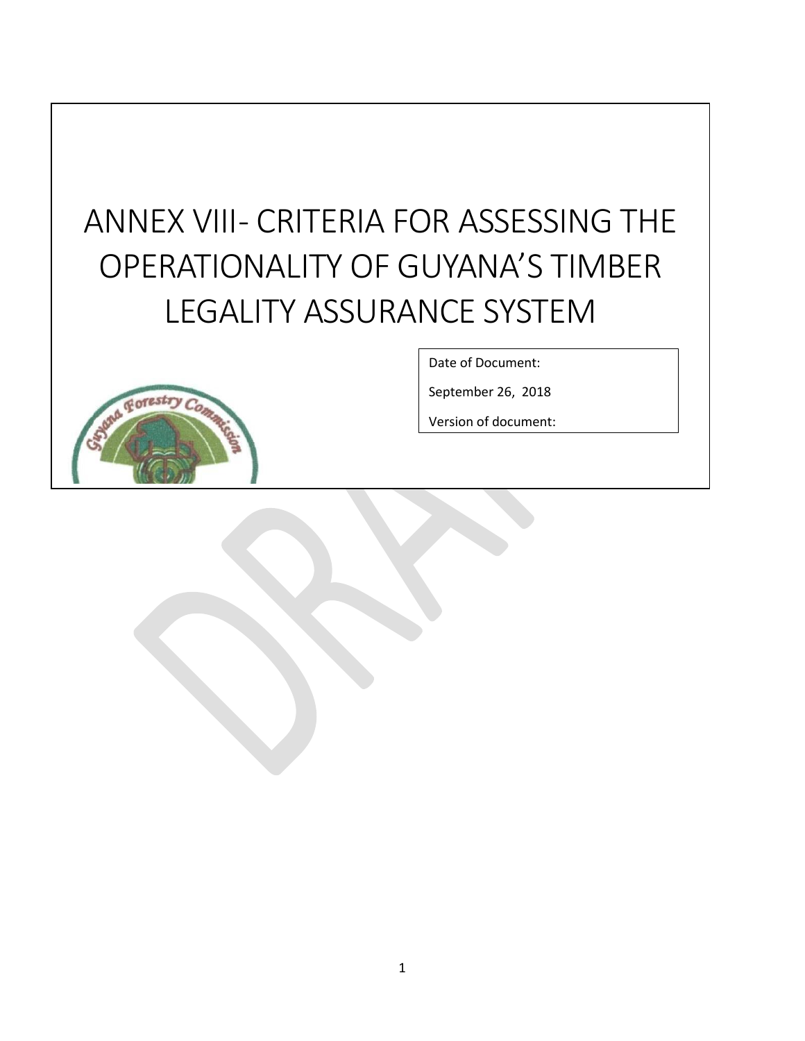# ANNEX VIII- CRITERIA FOR ASSESSING THE OPERATIONALITY OF GUYANA'S TIMBER LEGALITY ASSURANCE SYSTEM

Date of Document:

September 26, 2018

Version of document: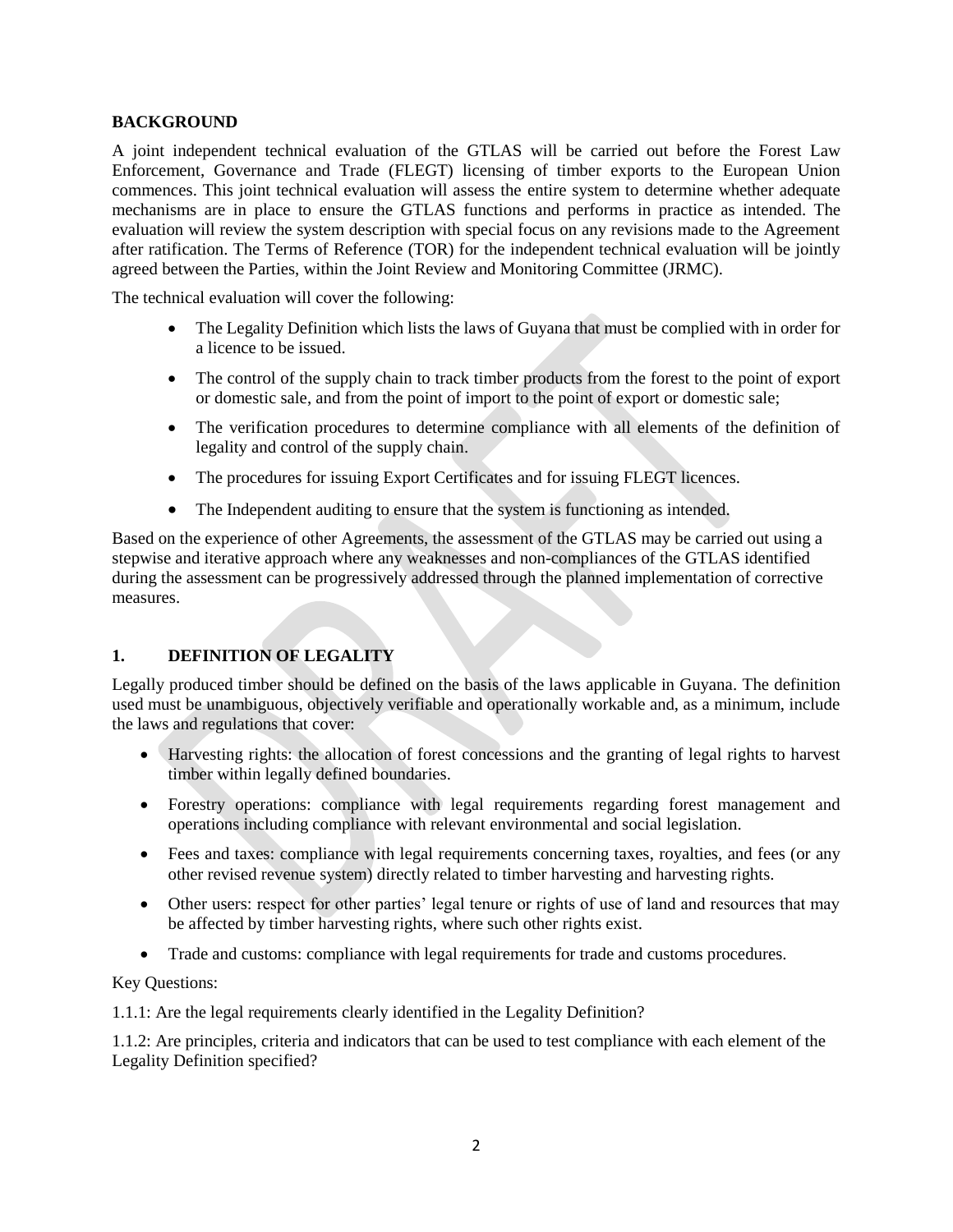## BACKGROUND

A joint independent technical evaluation of the GTLAS will be carried out before the Forest Law Enforcement, Governance and Trade (FLEGT) licensing of timber exports to the European Union commences. This joint technical evaluation will assess the entire system to determine whether adequate mechanisms are in place to ensure the GTLAS functions and performs in practice as intended. The evaluation will review the system description with special focus on any revisions made to the Agreement after ratification. The Terms of Reference (TOR) for the independent technical evaluation will be jointly agreed between the Parties, within the Joint Review and Monitoring Committee (JRMC).

The technical evaluation will cover the following:

- The Legality Definition which lists the laws of Guyana that must be complied with in order for a licence to be issued.
- The control of the supply chain to track timber products from the forest to the point of export or domestic sale, and from the point of import to the point of export or domestic sale;
- The verification procedures to determine compliance with all elements of the definition of legality and control of the supply chain.
- The procedures for issuing Export Certificates and for issuing FLEGT licences.
- The Independent auditing to ensure that the system is functioning as intended.

Based on the experience of other Agreements, the assessment of the GTLAS may be carried out using a stepwise and iterative approach where any weaknesses and non-compliances of the GTLAS identified during the assessment can be progressively addressed through the planned implementation of corrective measures.

## 1. DEFINITION OF LEGALITY

Legally produced timber should be defined on the basis of the laws applicable in Guyana. The definition used must be unambiguous, objectively verifiable and operationally workable and, as a minimum, include the laws and regulations that cover:

- Harvesting rights: the allocation of forest concessions and the granting of legal rights to harvest timber within legally defined boundaries.
- Forestry operations: compliance with legal requirements regarding forest management and operations including compliance with relevant environmental and social legislation.
- Fees and taxes: compliance with legal requirements concerning taxes, royalties, and fees (or any other revised revenue system) directly related to timber harvesting and harvesting rights.
- Other users: respect for other parties' legal tenure or rights of use of land and resources that may be affected by timber harvesting rights, where such other rights exist.
- Trade and customs: compliance with legal requirements for trade and customs procedures.

Key Questions:

1.1.1: Are the legal requirements clearly identified in the Legality Definition?

1.1.2: Are principles, criteria and indicators that can be used to test compliance with each element of the Legality Definition specified?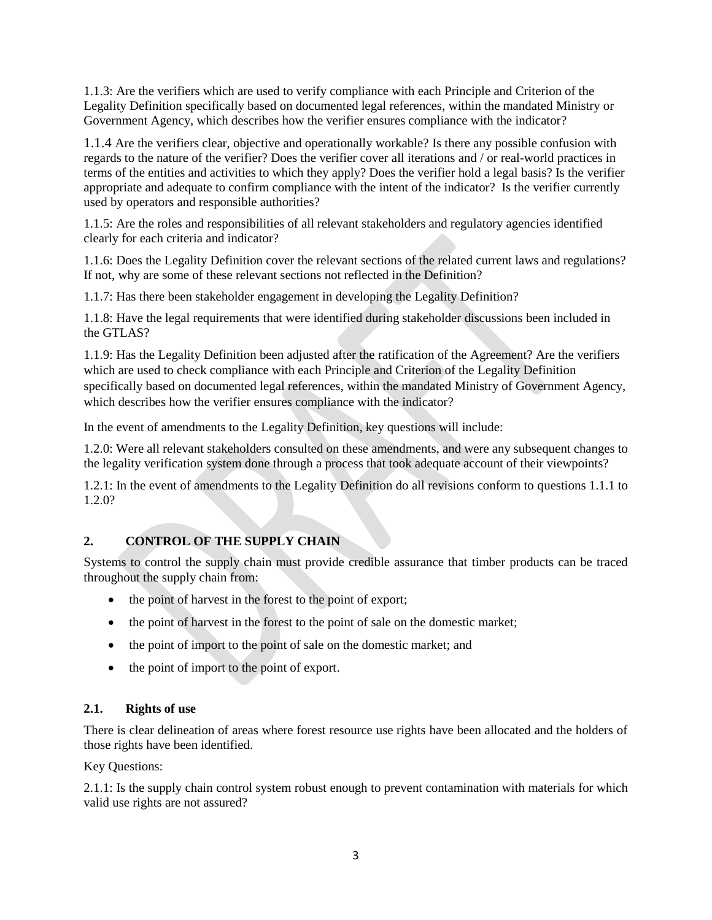1.1.3: Are the verifiers which are used to verify compliance with each Principle and Criterion of the Legality Definition specifically based on documented legal references, within the mandated Ministry or Government Agency, which describes how the verifier ensures compliance with the indicator?

1.1.4 Are the verifiers clear, objective and operationally workable? Is there any possible confusion with regards to the nature of the verifier? Does the verifier cover all iterations and / or real-world practices in terms of the entities and activities to which they apply? Does the verifier hold a legal basis? Is the verifier appropriate and adequate to confirm compliance with the intent of the indicator? Is the verifier currently used by operators and responsible authorities?

1.1.5: Are the roles and responsibilities of all relevant stakeholders and regulatory agencies identified clearly for each criteria and indicator?

1.1.6: Does the Legality Definition cover the relevant sections of the related current laws and regulations? If not, why are some of these relevant sections not reflected in the Definition?

1.1.7: Has there been stakeholder engagement in developing the Legality Definition?

1.1.8: Have the legal requirements that were identified during stakeholder discussions been included in the GTLAS?

1.1.9: Has the Legality Definition been adjusted after the ratification of the Agreement? Are the verifiers which are used to check compliance with each Principle and Criterion of the Legality Definition specifically based on documented legal references, within the mandated Ministry of Government Agency, which describes how the verifier ensures compliance with the indicator?

In the event of amendments to the Legality Definition, key questions will include:

1.2.0: Were all relevant stakeholders consulted on these amendments, and were any subsequent changes to the legality verification system done through a process that took adequate account of their viewpoints?

1.2.1: In the event of amendments to the Legality Definition do all revisions conform to questions 1.1.1 to 1.2.0?

## 2. CONTROL OF THE SUPPLY CHAIN

Systems to control the supply chain must provide credible assurance that timber products can be traced throughout the supply chain from:

- the point of harvest in the forest to the point of export;
- the point of harvest in the forest to the point of sale on the domestic market;
- the point of import to the point of sale on the domestic market; and
- the point of import to the point of export.

### 2.1. Rights of use

There is clear delineation of areas where forest resource use rights have been allocated and the holders of those rights have been identified.

Key Questions:

2.1.1: Is the supply chain control system robust enough to prevent contamination with materials for which valid use rights are not assured?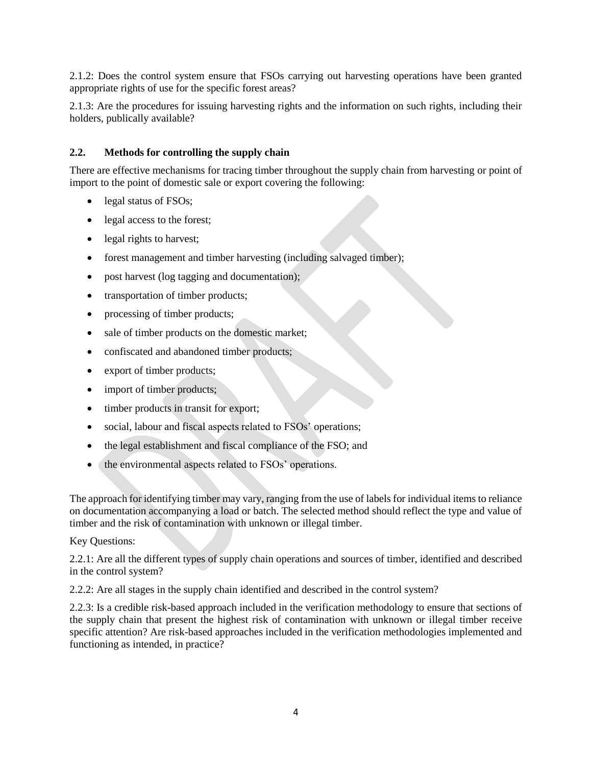2.1.2: Does the control system ensure that FSOs carrying out harvesting operations have been granted appropriate rights of use for the specific forest areas?

2.1.3: Are the procedures for issuing harvesting rights and the information on such rights, including their holders, publically available?

### 2.2. Methods for controlling the supply chain

There are effective mechanisms for tracing timber throughout the supply chain from harvesting or point of import to the point of domestic sale or export covering the following:

- legal status of FSOs;
- legal access to the forest;
- legal rights to harvest;
- forest management and timber harvesting (including salvaged timber);
- post harvest (log tagging and documentation);
- transportation of timber products;
- processing of timber products;
- sale of timber products on the domestic market;
- confiscated and abandoned timber products;
- export of timber products;
- import of timber products;
- timber products in transit for export;
- social, labour and fiscal aspects related to FSOs' operations;
- the legal establishment and fiscal compliance of the FSO; and
- the environmental aspects related to FSOs' operations.

The approach for identifying timber may vary, ranging from the use of labels for individual items to reliance on documentation accompanying a load or batch. The selected method should reflect the type and value of timber and the risk of contamination with unknown or illegal timber.

Key Questions:

2.2.1: Are all the different types of supply chain operations and sources of timber, identified and described in the control system?

2.2.2: Are all stages in the supply chain identified and described in the control system?

2.2.3: Is a credible risk-based approach included in the verification methodology to ensure that sections of the supply chain that present the highest risk of contamination with unknown or illegal timber receive specific attention? Are risk-based approaches included in the verification methodologies implemented and functioning as intended, in practice?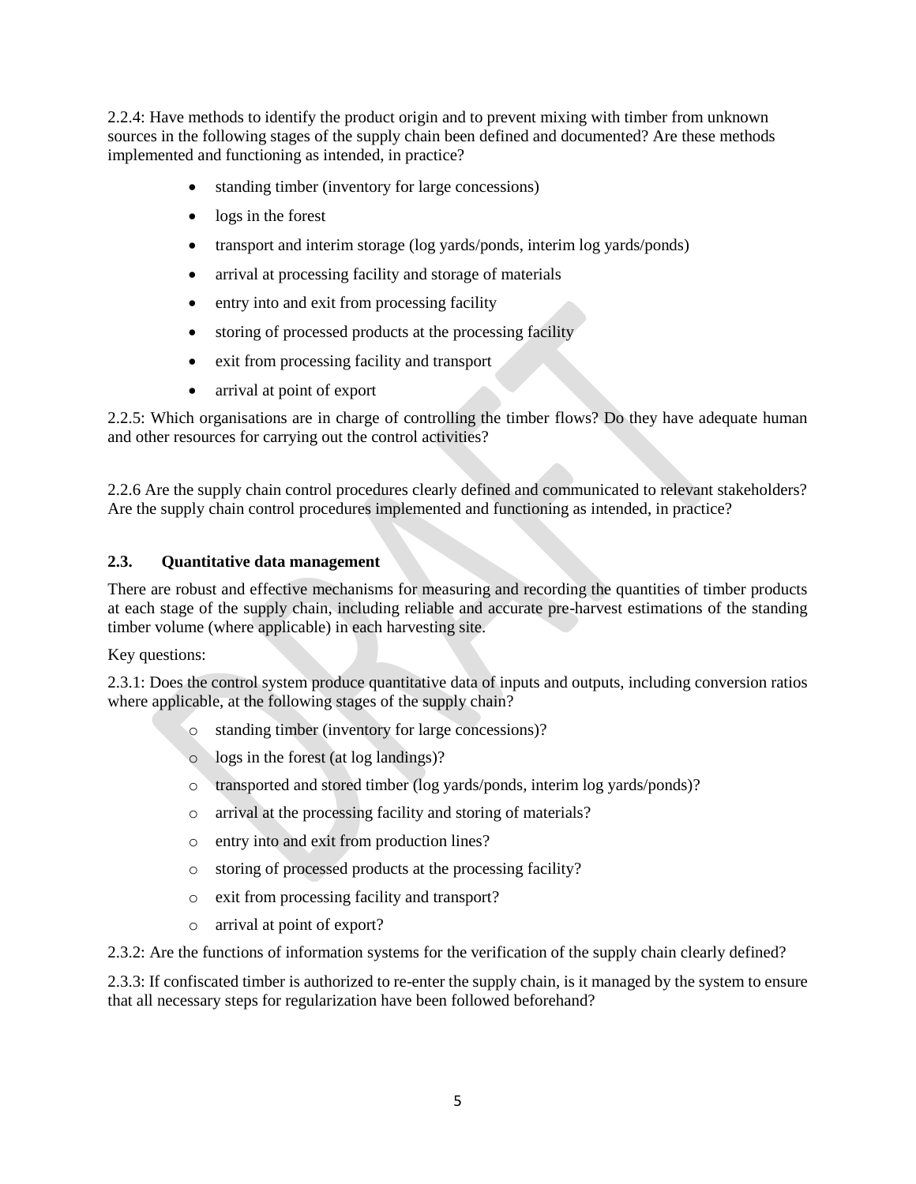2.2.4: Have methods to identify the product origin and to prevent mixing with timber from unknown sources in the following stages of the supply chain been defined and documented? Are these methods implemented and functioning as intended, in practice?

- standing timber (inventory for large concessions)
- logs in the forest
- transport and interim storage (log yards/ponds, interim log yards/ponds)
- arrival at processing facility and storage of materials
- entry into and exit from processing facility
- storing of processed products at the processing facility
- exit from processing facility and transport
- arrival at point of export

2.2.5: Which organisations are in charge of controlling the timber flows? Do they have adequate human and other resources for carrying out the control activities?

2.2.6 Are the supply chain control procedures clearly defined and communicated to relevant stakeholders? Are the supply chain control procedures implemented and functioning as intended, in practice?

### 2.3. Quantitative data management

There are robust and effective mechanisms for measuring and recording the quantities of timber products at each stage of the supply chain, including reliable and accurate pre-harvest estimations of the standing timber volume (where applicable) in each harvesting site.

Key questions:

2.3.1: Does the control system produce quantitative data of inputs and outputs, including conversion ratios where applicable, at the following stages of the supply chain?

- standing timber (inventory for large concessions)?
- logs in the forest (at log landings)?
- transported and stored timber (log yards/ponds, interim log yards/ponds)?
- arrival at the processing facility and storing of materials?
- entry into and exit from production lines?
- storing of processed products at the processing facility?
- exit from processing facility and transport?
- arrival at point of export?

2.3.2: Are the functions of information systems for the verification of the supply chain clearly defined?

2.3.3: If confiscated timber is authorized to re-enter the supply chain, is it managed by the system to ensure that all necessary steps for regularization have been followed beforehand?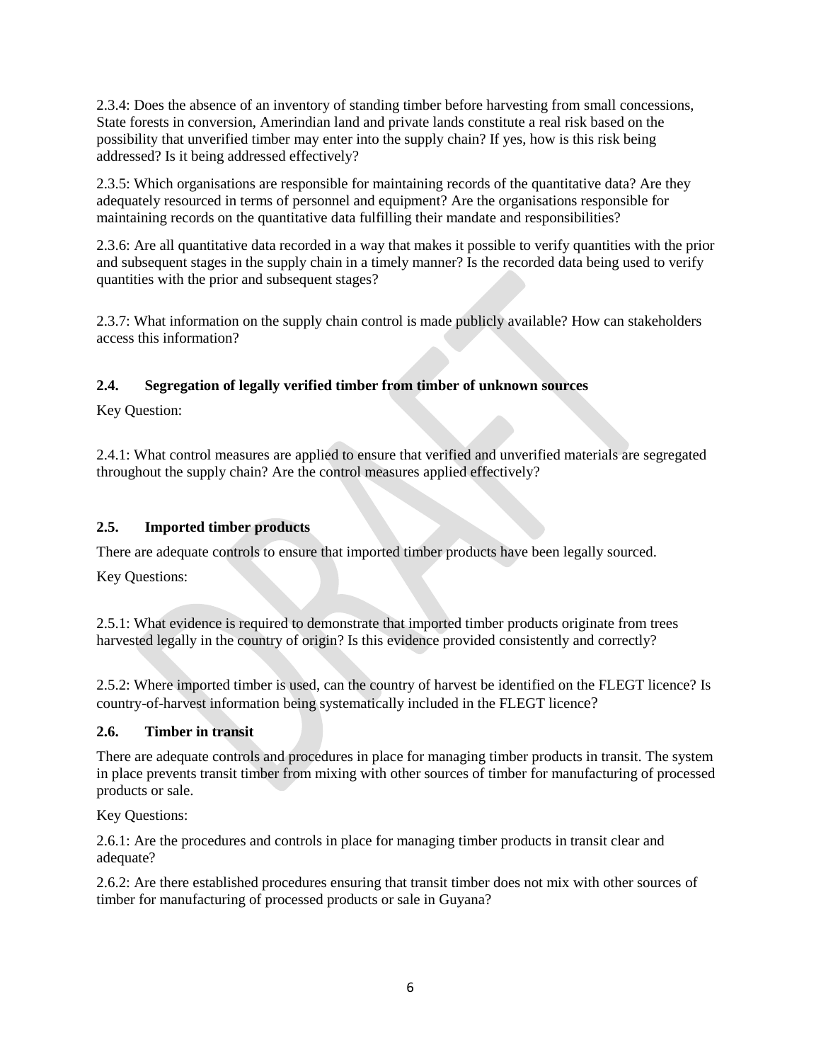2.3.4: Does the absence of an inventory of standing timber before harvesting from small concessions, State forests in conversion, Amerindian land and private lands constitute a real risk based on the possibility that unverified timber may enter into the supply chain? If yes, how is this risk being addressed? Is it being addressed effectively?

2.3.5: Which organisations are responsible for maintaining records of the quantitative data? Are they adequately resourced in terms of personnel and equipment? Are the organisations responsible for maintaining records on the quantitative data fulfilling their mandate and responsibilities?

2.3.6: Are all quantitative data recorded in a way that makes it possible to verify quantities with the prior and subsequent stages in the supply chain in a timely manner? Is the recorded data being used to verify quantities with the prior and subsequent stages?

2.3.7: What information on the supply chain control is made publicly available? How can stakeholders access this information?

### 2.4. Segregation of legally verified timber from timber of unknown sources

Key Question:

2.4.1: What control measures are applied to ensure that verified and unverified materials are segregated throughout the supply chain? Are the control measures applied effectively?

### 2.5. Imported timber products

There are adequate controls to ensure that imported timber products have been legally sourced.

Key Questions:

2.5.1: What evidence is required to demonstrate that imported timber products originate from trees harvested legally in the country of origin? Is this evidence provided consistently and correctly?

2.5.2: Where imported timber is used, can the country of harvest be identified on the FLEGT licence? Is country-of-harvest information being systematically included in the FLEGT licence?

### 2.6. Timber in transit

There are adequate controls and procedures in place for managing timber products in transit. The system in place prevents transit timber from mixing with other sources of timber for manufacturing of processed products or sale.

Key Questions:

2.6.1: Are the procedures and controls in place for managing timber products in transit clear and adequate?

2.6.2: Are there established procedures ensuring that transit timber does not mix with other sources of timber for manufacturing of processed products or sale in Guyana?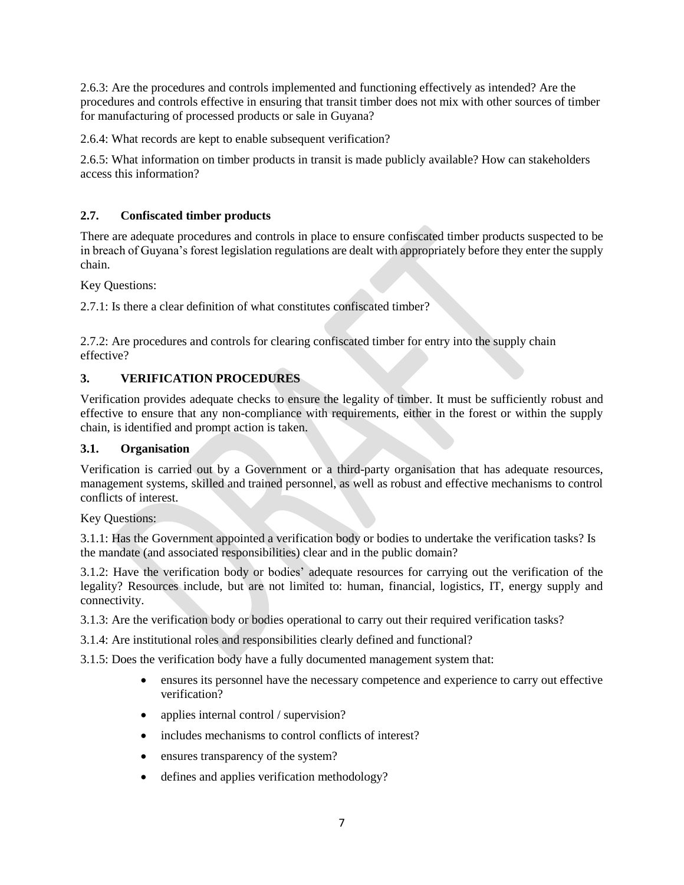2.6.3: Are the procedures and controls implemented and functioning effectively as intended? Are the procedures and controls effective in ensuring that transit timber does not mix with other sources of timber for manufacturing of processed products or sale in Guyana?

2.6.4: What records are kept to enable subsequent verification?

2.6.5: What information on timber products in transit is made publicly available? How can stakeholders access this information?

### 2.7. Confiscated timber products

There are adequate procedures and controls in place to ensure confiscated timber products suspected to be in breach of Guyana's forest legislation regulations are dealt with appropriately before they enter the supply chain.

Key Questions:

2.7.1: Is there a clear definition of what constitutes confiscated timber?

2.7.2: Are procedures and controls for clearing confiscated timber for entry into the supply chain effective?

## 3. VERIFICATION PROCEDURES

Verification provides adequate checks to ensure the legality of timber. It must be sufficiently robust and effective to ensure that any non-compliance with requirements, either in the forest or within the supply chain, is identified and prompt action is taken.

### 3.1. Organisation

Verification is carried out by a Government or a third-party organisation that has adequate resources, management systems, skilled and trained personnel, as well as robust and effective mechanisms to control conflicts of interest.

Key Questions:

3.1.1: Has the Government appointed a verification body or bodies to undertake the verification tasks? Is the mandate (and associated responsibilities) clear and in the public domain?

3.1.2: Have the verification body or bodies' adequate resources for carrying out the verification of the legality? Resources include, but are not limited to: human, financial, logistics, IT, energy supply and connectivity.

3.1.3: Are the verification body or bodies operational to carry out their required verification tasks?

3.1.4: Are institutional roles and responsibilities clearly defined and functional?

3.1.5: Does the verification body have a fully documented management system that:

- ensures its personnel have the necessary competence and experience to carry out effective verification?
- applies internal control / supervision?
- includes mechanisms to control conflicts of interest?
- ensures transparency of the system?
- defines and applies verification methodology?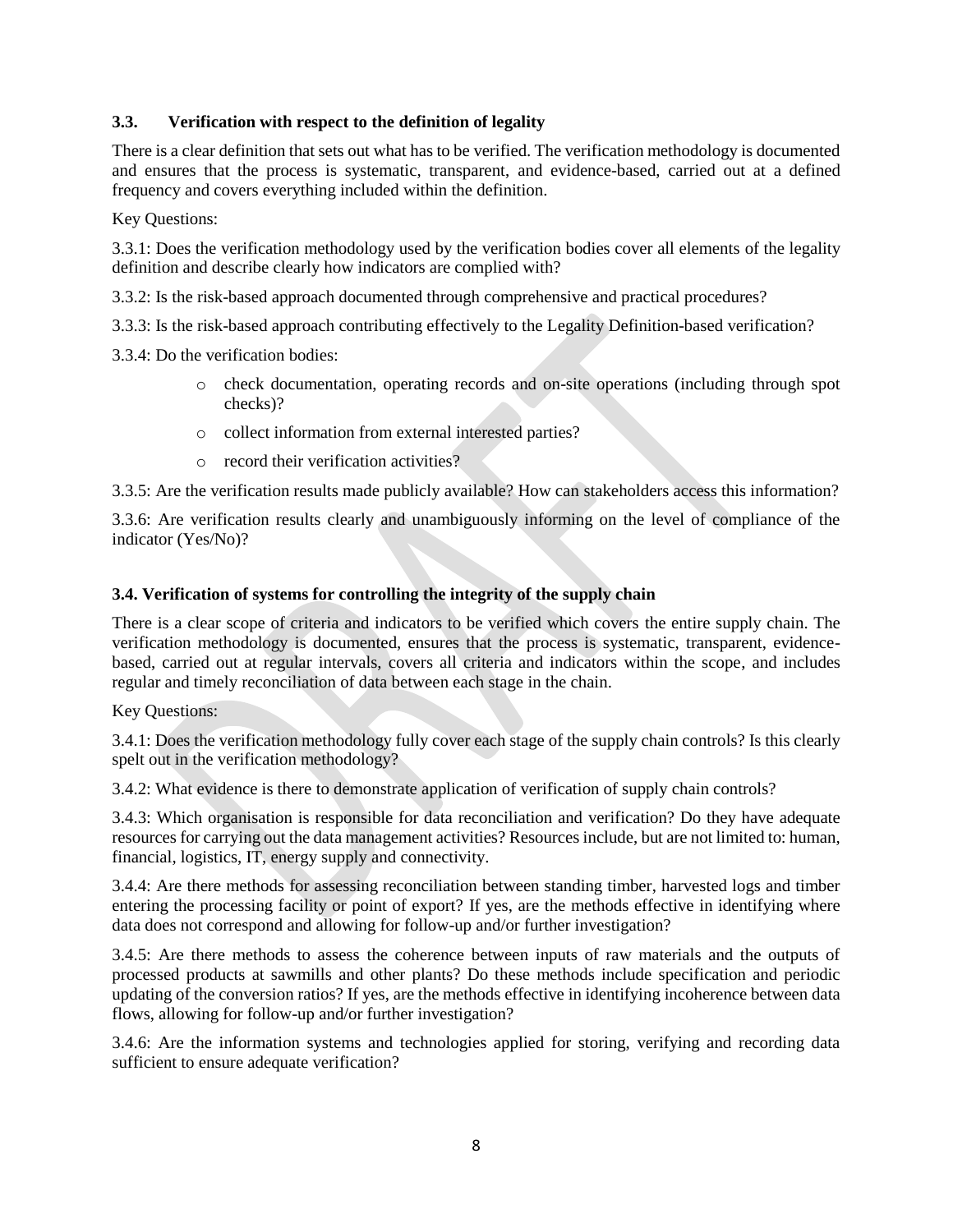### 3.3. Verification with respect to the definition of legality

There is a clear definition that sets out what has to be verified. The verification methodology is documented and ensures that the process is systematic, transparent, and evidence-based, carried out at a defined frequency and covers everything included within the definition.

Key Questions:

3.3.1: Does the verification methodology used by the verification bodies cover all elements of the legality definition and describe clearly how indicators are complied with?

3.3.2: Is the risk-based approach documented through comprehensive and practical procedures?

3.3.3: Is the risk-based approach contributing effectively to the Legality Definition-based verification?

3.3.4: Do the verification bodies:

- check documentation, operating records and on-site operations (including through spot checks)?
- collect information from external interested parties?
- record their verification activities?

3.3.5: Are the verification results made publicly available? How can stakeholders access this information?

3.3.6: Are verification results clearly and unambiguously informing on the level of compliance of the indicator (Yes/No)?

### 3.4. Verification of systems for controlling the integrity of the supply chain

There is a clear scope of criteria and indicators to be verified which covers the entire supply chain. The verification methodology is documented, ensures that the process is systematic, transparent, evidence-based, carried out at regular intervals, covers all criteria and indicators within the scope, and includes regular and timely reconciliation of data between each stage in the chain.

Key Questions:

3.4.1: Does the verification methodology fully cover each stage of the supply chain controls? Is this clearly spelt out in the verification methodology?

3.4.2: What evidence is there to demonstrate application of verification of supply chain controls?

3.4.3: Which organisation is responsible for data reconciliation and verification? Do they have adequate resources for carrying out the data management activities? Resources include, but are not limited to: human, financial, logistics, IT, energy supply and connectivity.

3.4.4: Are there methods for assessing reconciliation between standing timber, harvested logs and timber entering the processing facility or point of export? If yes, are the methods effective in identifying where data does not correspond and allowing for follow-up and/or further investigation?

3.4.5: Are there methods to assess the coherence between inputs of raw materials and the outputs of processed products at sawmills and other plants? Do these methods include specification and periodic updating of the conversion ratios? If yes, are the methods effective in identifying incoherence between data flows, allowing for follow-up and/or further investigation?

3.4.6: Are the information systems and technologies applied for storing, verifying and recording data sufficient to ensure adequate verification?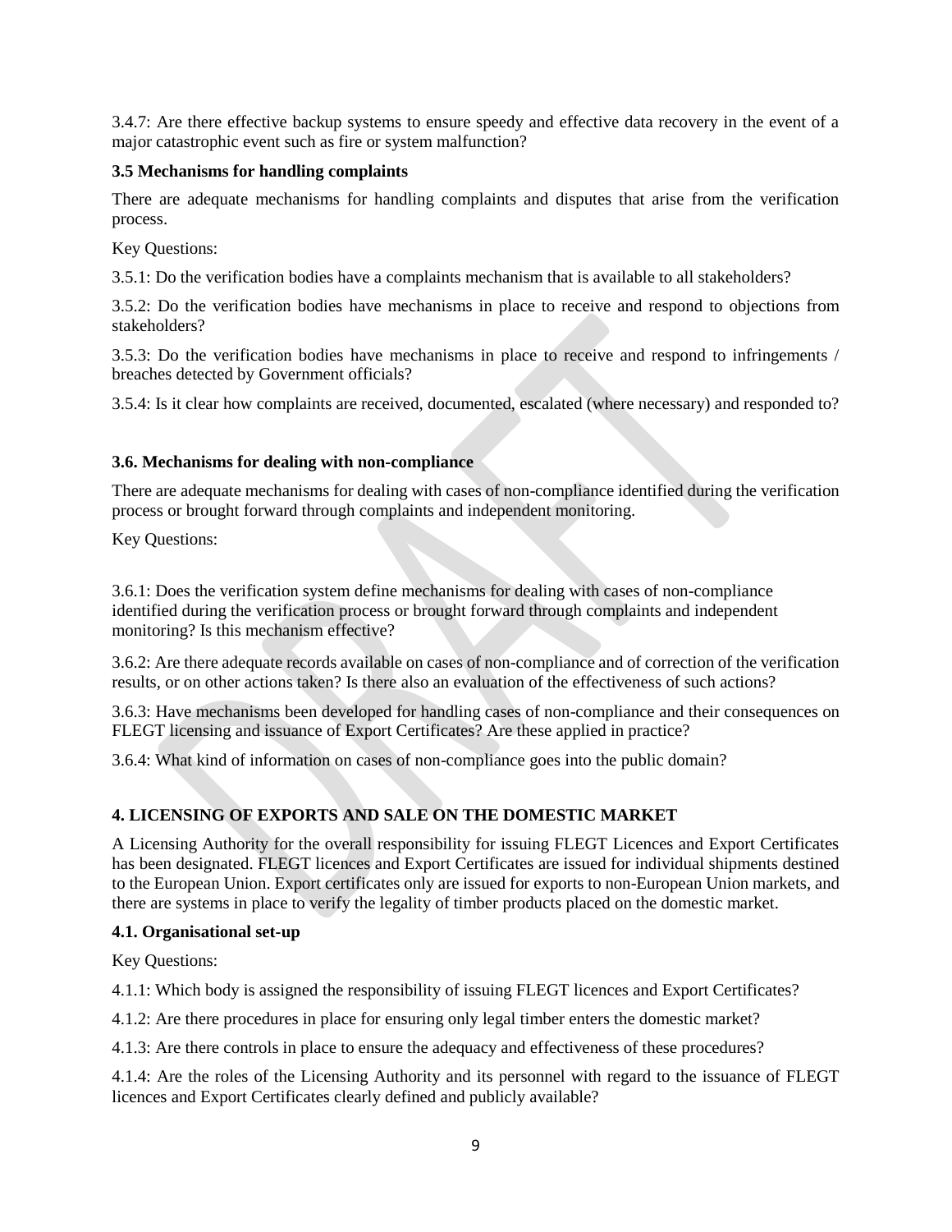3.4.7: Are there effective backup systems to ensure speedy and effective data recovery in the event of a major catastrophic event such as fire or system malfunction?

### 3.5 Mechanisms for handling complaints

There are adequate mechanisms for handling complaints and disputes that arise from the verification process.

Key Questions:

3.5.1: Do the verification bodies have a complaints mechanism that is available to all stakeholders?

3.5.2: Do the verification bodies have mechanisms in place to receive and respond to objections from stakeholders?

3.5.3: Do the verification bodies have mechanisms in place to receive and respond to infringements / breaches detected by Government officials?

3.5.4: Is it clear how complaints are received, documented, escalated (where necessary) and responded to?

### 3.6. Mechanisms for dealing with non-compliance

There are adequate mechanisms for dealing with cases of non-compliance identified during the verification process or brought forward through complaints and independent monitoring.

Key Questions:

3.6.1: Does the verification system define mechanisms for dealing with cases of non-compliance identified during the verification process or brought forward through complaints and independent monitoring? Is this mechanism effective?

3.6.2: Are there adequate records available on cases of non-compliance and of correction of the verification results, or on other actions taken? Is there also an evaluation of the effectiveness of such actions?

3.6.3: Have mechanisms been developed for handling cases of non-compliance and their consequences on FLEGT licensing and issuance of Export Certificates? Are these applied in practice?

3.6.4: What kind of information on cases of non-compliance goes into the public domain?

## 4. LICENSING OF EXPORTS AND SALE ON THE DOMESTIC MARKET

A Licensing Authority for the overall responsibility for issuing FLEGT Licences and Export Certificates has been designated. FLEGT licences and Export Certificates are issued for individual shipments destined to the European Union. Export certificates only are issued for exports to non-European Union markets, and there are systems in place to verify the legality of timber products placed on the domestic market.

### 4.1. Organisational set-up

Key Questions:

4.1.1: Which body is assigned the responsibility of issuing FLEGT licences and Export Certificates?

4.1.2: Are there procedures in place for ensuring only legal timber enters the domestic market?

4.1.3: Are there controls in place to ensure the adequacy and effectiveness of these procedures?

4.1.4: Are the roles of the Licensing Authority and its personnel with regard to the issuance of FLEGT licences and Export Certificates clearly defined and publicly available?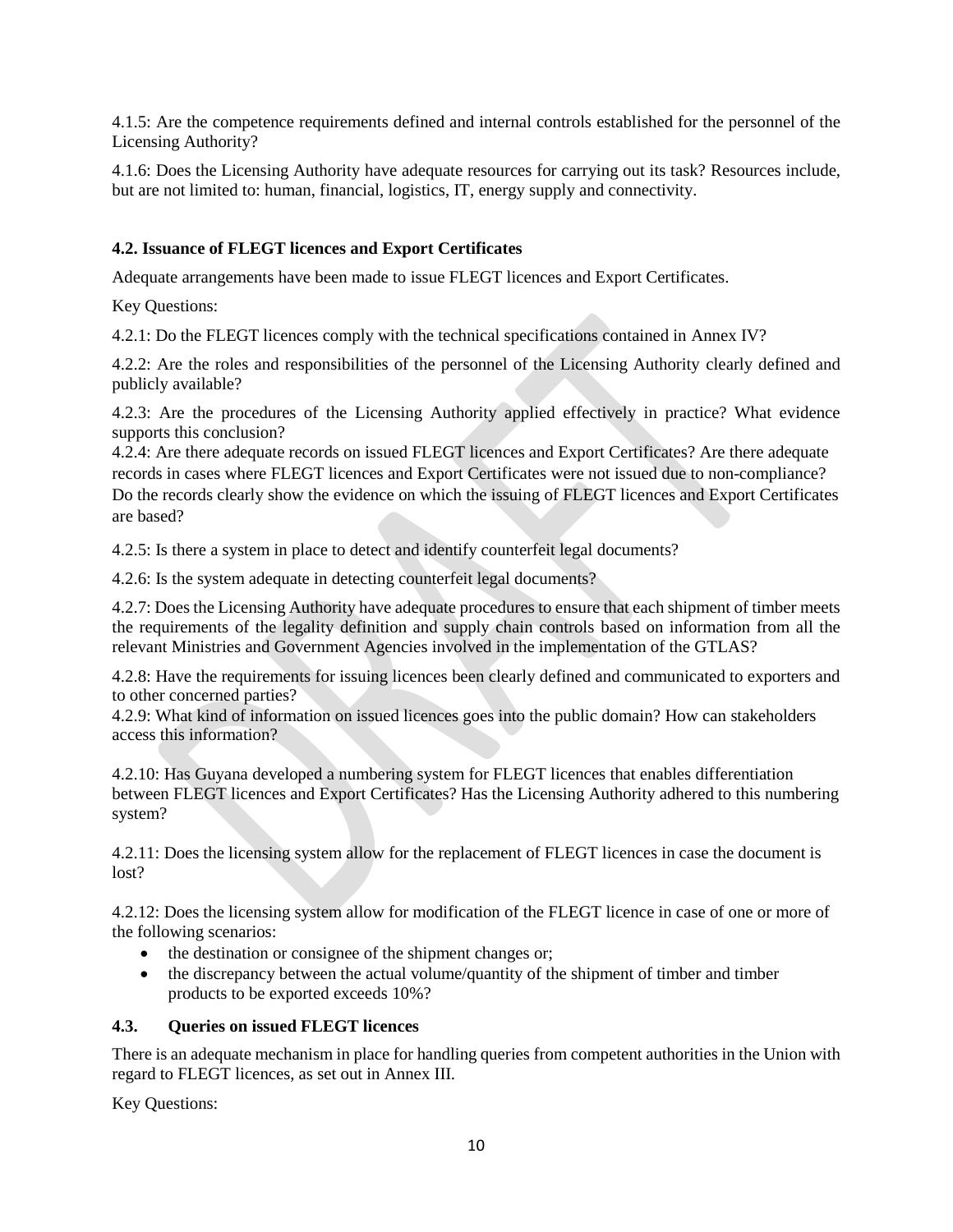4.1.5: Are the competence requirements defined and internal controls established for the personnel of the Licensing Authority?

4.1.6: Does the Licensing Authority have adequate resources for carrying out its task? Resources include, but are not limited to: human, financial, logistics, IT, energy supply and connectivity.

### 4.2. Issuance of FLEGT licences and Export Certificates

Adequate arrangements have been made to issue FLEGT licences and Export Certificates.

Key Questions:

4.2.1: Do the FLEGT licences comply with the technical specifications contained in Annex IV?

4.2.2: Are the roles and responsibilities of the personnel of the Licensing Authority clearly defined and publicly available?

4.2.3: Are the procedures of the Licensing Authority applied effectively in practice? What evidence supports this conclusion?

4.2.4: Are there adequate records on issued FLEGT licences and Export Certificates? Are there adequate records in cases where FLEGT licences and Export Certificates were not issued due to non-compliance? Do the records clearly show the evidence on which the issuing of FLEGT licences and Export Certificates are based?

4.2.5: Is there a system in place to detect and identify counterfeit legal documents?

4.2.6: Is the system adequate in detecting counterfeit legal documents?

4.2.7: Does the Licensing Authority have adequate procedures to ensure that each shipment of timber meets the requirements of the legality definition and supply chain controls based on information from all the relevant Ministries and Government Agencies involved in the implementation of the GTLAS?

4.2.8: Have the requirements for issuing licences been clearly defined and communicated to exporters and to other concerned parties?

4.2.9: What kind of information on issued licences goes into the public domain? How can stakeholders access this information?

4.2.10: Has Guyana developed a numbering system for FLEGT licences that enables differentiation between FLEGT licences and Export Certificates? Has the Licensing Authority adhered to this numbering system?

4.2.11: Does the licensing system allow for the replacement of FLEGT licences in case the document is lost?

4.2.12: Does the licensing system allow for modification of the FLEGT licence in case of one or more of the following scenarios:

- the destination or consignee of the shipment changes or;
- the discrepancy between the actual volume/quantity of the shipment of timber and timber products to be exported exceeds 10%?

### 4.3. Queries on issued FLEGT licences

There is an adequate mechanism in place for handling queries from competent authorities in the Union with regard to FLEGT licences, as set out in Annex III.

Key Questions: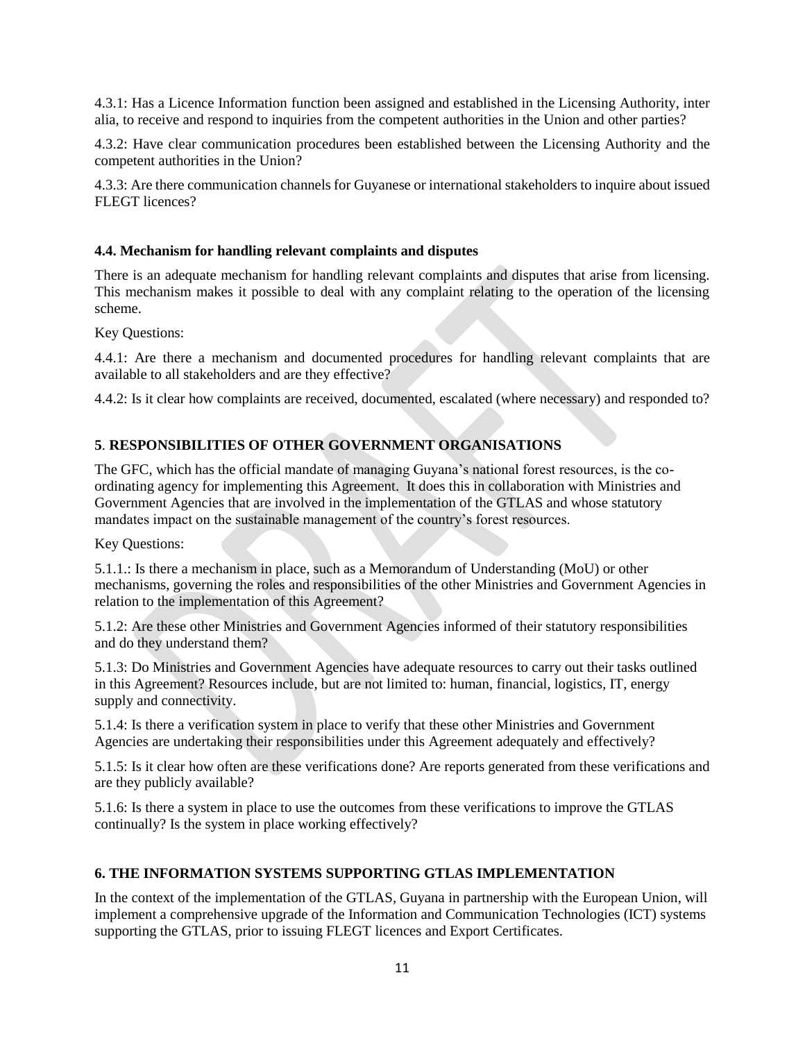4.3.1: Has a Licence Information function been assigned and established in the Licensing Authority, inter alia, to receive and respond to inquiries from the competent authorities in the Union and other parties?

4.3.2: Have clear communication procedures been established between the Licensing Authority and the competent authorities in the Union?

4.3.3: Are there communication channels for Guyanese or international stakeholders to inquire about issued FLEGT licences?

#### 4.4. Mechanism for handling relevant complaints and disputes

There is an adequate mechanism for handling relevant complaints and disputes that arise from licensing. This mechanism makes it possible to deal with any complaint relating to the operation of the licensing scheme.

Key Questions:

4.4.1: Are there a mechanism and documented procedures for handling relevant complaints that are available to all stakeholders and are they effective?

4.4.2: Is it clear how complaints are received, documented, escalated (where necessary) and responded to?

### 5. RESPONSIBILITIES OF OTHER GOVERNMENT ORGANISATIONS

The GFC, which has the official mandate of managing Guyana's national forest resources, is the co-ordinating agency for implementing this Agreement. It does this in collaboration with Ministries and Government Agencies that are involved in the implementation of the GTLAS and whose statutory mandates impact on the sustainable management of the country's forest resources.

Key Questions:

5.1.1.: Is there a mechanism in place, such as a Memorandum of Understanding (MoU) or other mechanisms, governing the roles and responsibilities of the other Ministries and Government Agencies in relation to the implementation of this Agreement?

5.1.2: Are these other Ministries and Government Agencies informed of their statutory responsibilities and do they understand them?

5.1.3: Do Ministries and Government Agencies have adequate resources to carry out their tasks outlined in this Agreement? Resources include, but are not limited to: human, financial, logistics, IT, energy supply and connectivity.

5.1.4: Is there a verification system in place to verify that these other Ministries and Government Agencies are undertaking their responsibilities under this Agreement adequately and effectively?

5.1.5: Is it clear how often are these verifications done? Are reports generated from these verifications and are they publicly available?

5.1.6: Is there a system in place to use the outcomes from these verifications to improve the GTLAS continually? Is the system in place working effectively?

### 6. THE INFORMATION SYSTEMS SUPPORTING GTLAS IMPLEMENTATION

In the context of the implementation of the GTLAS, Guyana in partnership with the European Union, will implement a comprehensive upgrade of the Information and Communication Technologies (ICT) systems supporting the GTLAS, prior to issuing FLEGT licences and Export Certificates.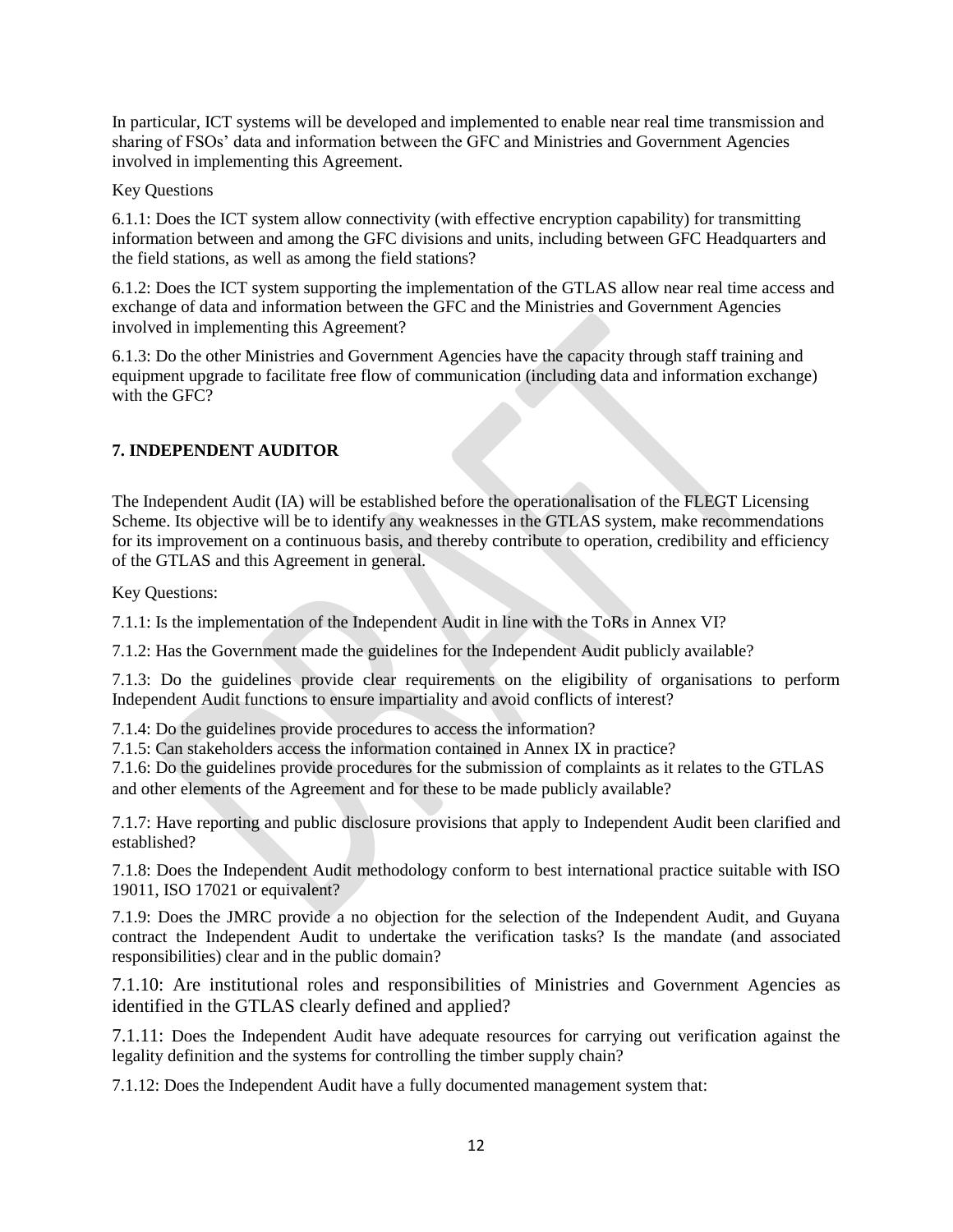In particular, ICT systems will be developed and implemented to enable near real time transmission and sharing of FSOs' data and information between the GFC and Ministries and Government Agencies involved in implementing this Agreement.

Key Questions

6.1.1: Does the ICT system allow connectivity (with effective encryption capability) for transmitting information between and among the GFC divisions and units, including between GFC Headquarters and the field stations, as well as among the field stations?

6.1.2: Does the ICT system supporting the implementation of the GTLAS allow near real time access and exchange of data and information between the GFC and the Ministries and Government Agencies involved in implementing this Agreement?

6.1.3: Do the other Ministries and Government Agencies have the capacity through staff training and equipment upgrade to facilitate free flow of communication (including data and information exchange) with the GFC?

## 7. INDEPENDENT AUDITOR

The Independent Audit (IA) will be established before the operationalisation of the FLEGT Licensing Scheme. Its objective will be to identify any weaknesses in the GTLAS system, make recommendations for its improvement on a continuous basis, and thereby contribute to operation, credibility and efficiency of the GTLAS and this Agreement in general.

Key Questions:

7.1.1: Is the implementation of the Independent Audit in line with the ToRs in Annex VI?

7.1.2: Has the Government made the guidelines for the Independent Audit publicly available?

7.1.3: Do the guidelines provide clear requirements on the eligibility of organisations to perform Independent Audit functions to ensure impartiality and avoid conflicts of interest?

7.1.4: Do the guidelines provide procedures to access the information?

7.1.5: Can stakeholders access the information contained in Annex IX in practice?

7.1.6: Do the guidelines provide procedures for the submission of complaints as it relates to the GTLAS and other elements of the Agreement and for these to be made publicly available?

7.1.7: Have reporting and public disclosure provisions that apply to Independent Audit been clarified and established?

7.1.8: Does the Independent Audit methodology conform to best international practice suitable with ISO 19011, ISO 17021 or equivalent?

7.1.9: Does the JMRC provide a no objection for the selection of the Independent Audit, and Guyana contract the Independent Audit to undertake the verification tasks? Is the mandate (and associated responsibilities) clear and in the public domain?

7.1.10: Are institutional roles and responsibilities of Ministries and Government Agencies as identified in the GTLAS clearly defined and applied?

7.1.11: Does the Independent Audit have adequate resources for carrying out verification against the legality definition and the systems for controlling the timber supply chain?

7.1.12: Does the Independent Audit have a fully documented management system that: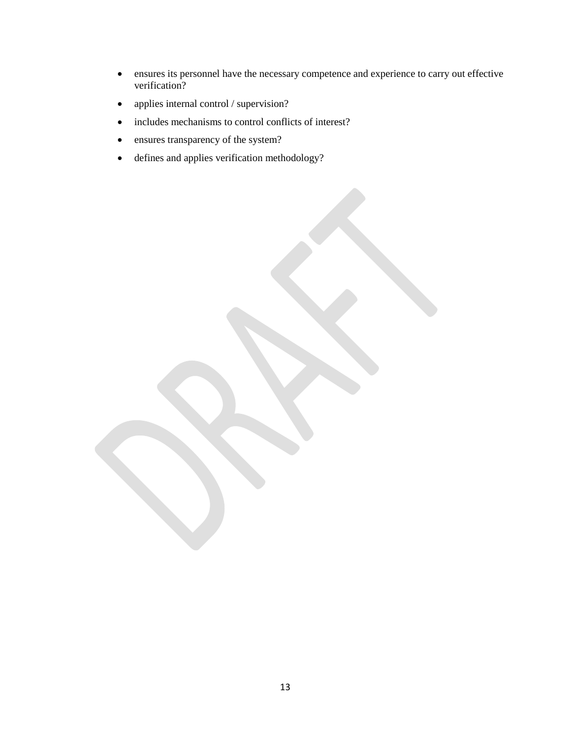- ensures its personnel have the necessary competence and experience to carry out effective verification?
- applies internal control / supervision?
- includes mechanisms to control conflicts of interest?
- ensures transparency of the system?
- defines and applies verification methodology?